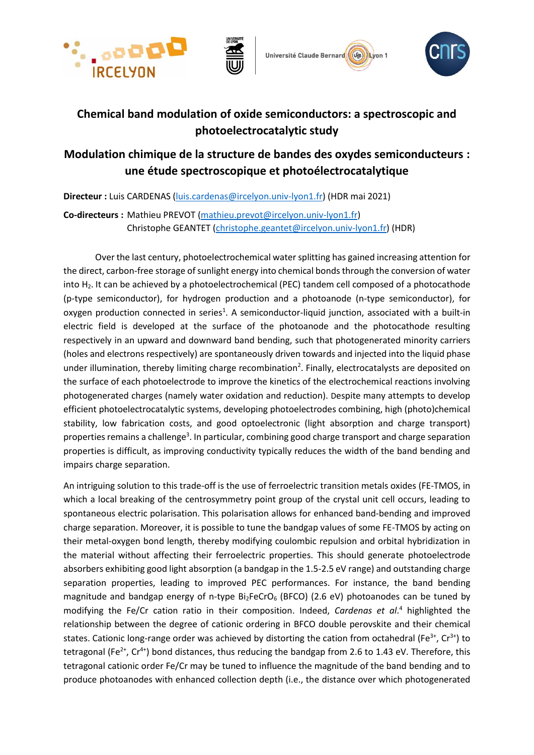# Chemical band modulation of oxide semiconductors: a spectroscopic and photoelectrocatalytic study

# Modulation chimique de la structure de bandes des oxydes semiconducteurs : une étude spectroscopique et photoélectrocatalytique

**Directeur :** Luis CARDENAS (luis.cardenas@ircelyon.univ-lyon1.fr) (HDR mai 2021)

**Co-directeurs :** Mathieu PREVOT (mathieu.prevot@ircelyon.univ-lyon1.fr)
Christophe GEANTET (christophe.geantet@ircelyon.univ-lyon1.fr) (HDR)

Over the last century, photoelectrochemical water splitting has gained increasing attention for the direct, carbon-free storage of sunlight energy into chemical bonds through the conversion of water into $H_2$. It can be achieved by a photoelectrochemical (PEC) tandem cell composed of a photocathode (p-type semiconductor), for hydrogen production and a photoanode (n-type semiconductor), for oxygen production connected in series[1]. A semiconductor-liquid junction, associated with a built-in electric field is developed at the surface of the photoanode and the photocathode resulting respectively in an upward and downward band bending, such that photogenerated minority carriers (holes and electrons respectively) are spontaneously driven towards and injected into the liquid phase under illumination, thereby limiting charge recombination[2]. Finally, electrocatalysts are deposited on the surface of each photoelectrode to improve the kinetics of the electrochemical reactions involving photogenerated charges (namely water oxidation and reduction). Despite many attempts to develop efficient photoelectrocatalytic systems, developing photoelectrodes combining, high (photo)chemical stability, low fabrication costs, and good optoelectronic (light absorption and charge transport) properties remains a challenge[3]. In particular, combining good charge transport and charge separation properties is difficult, as improving conductivity typically reduces the width of the band bending and impairs charge separation.

An intriguing solution to this trade-off is the use of ferroelectric transition metals oxides (FE-TMOS, in which a local breaking of the centrosymmetry point group of the crystal unit cell occurs, leading to spontaneous electric polarisation. This polarisation allows for enhanced band-bending and improved charge separation. Moreover, it is possible to tune the bandgap values of some FE-TMOS by acting on their metal-oxygen bond length, thereby modifying coulombic repulsion and orbital hybridization in the material without affecting their ferroelectric properties. This should generate photoelectrode absorbers exhibiting good light absorption (a bandgap in the 1.5-2.5 eV range) and outstanding charge separation properties, leading to improved PEC performances. For instance, the band bending magnitude and bandgap energy of n-type $Bi_2FeCrO_6$ (BFCO) (2.6 eV) photoanodes can be tuned by modifying the Fe/Cr cation ratio in their composition. Indeed, *Cardenas et al.*[4] highlighted the relationship between the degree of cationic ordering in BFCO double perovskite and their chemical states. Cationic long-range order was achieved by distorting the cation from octahedral ($Fe^{3+}$, $Cr^{3+}$) to tetragonal ($Fe^{2+}$, $Cr^{4+}$) bond distances, thus reducing the bandgap from 2.6 to 1.43 eV. Therefore, this tetragonal cationic order Fe/Cr may be tuned to influence the magnitude of the band bending and to produce photoanodes with enhanced collection depth (i.e., the distance over which photogenerated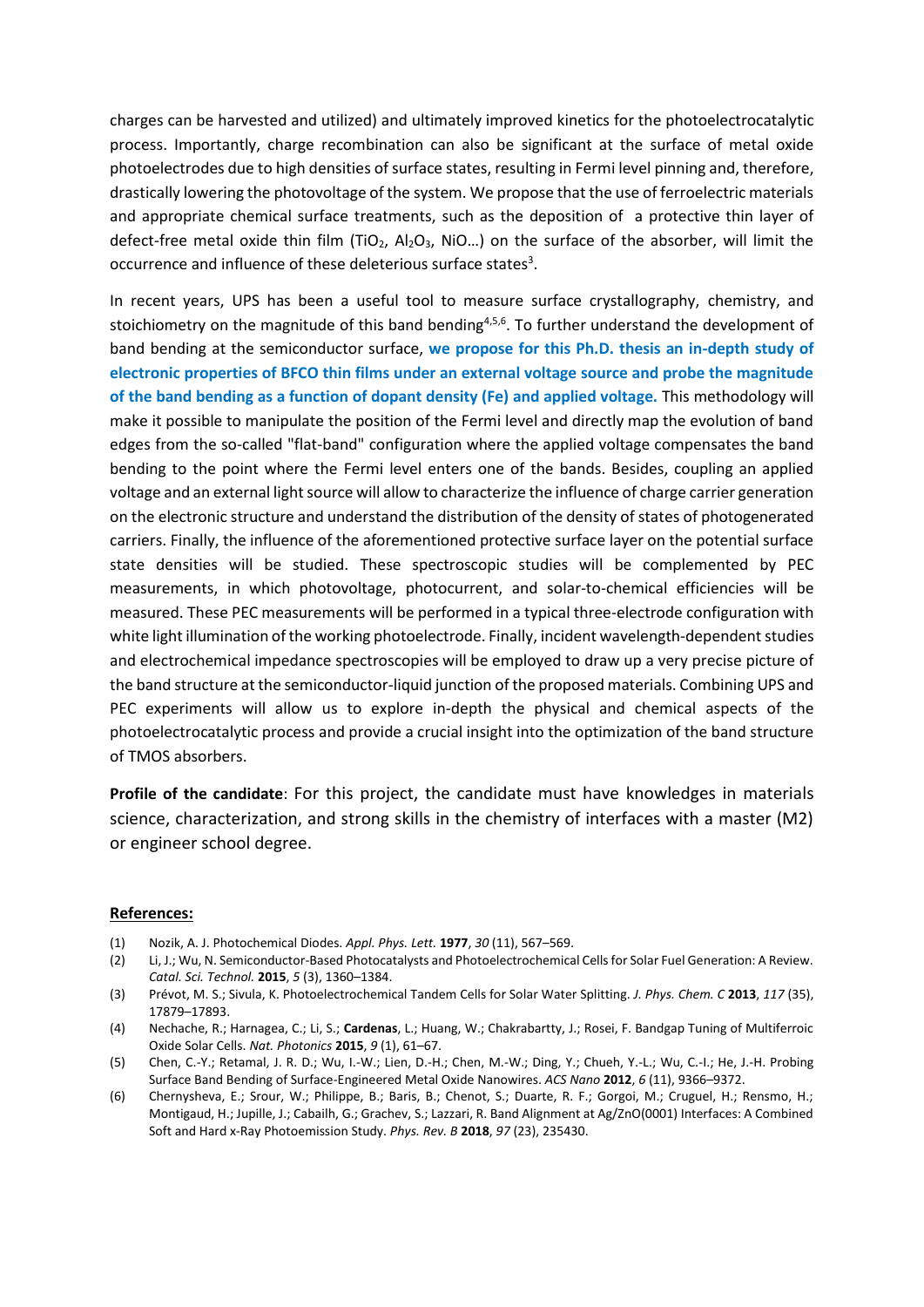charges can be harvested and utilized) and ultimately improved kinetics for the photoelectrocatalytic process. Importantly, charge recombination can also be significant at the surface of metal oxide photoelectrodes due to high densities of surface states, resulting in Fermi level pinning and, therefore, drastically lowering the photovoltage of the system. We propose that the use of ferroelectric materials and appropriate chemical surface treatments, such as the deposition of a protective thin layer of defect-free metal oxide thin film ($TiO_2$, $Al_2O_3$, NiO…) on the surface of the absorber, will limit the occurrence and influence of these deleterious surface states[3].

In recent years, UPS has been a useful tool to measure surface crystallography, chemistry, and stoichiometry on the magnitude of this band bending[4,5,6]. To further understand the development of band bending at the semiconductor surface, **we propose for this Ph.D. thesis an in-depth study of electronic properties of BFCO thin films under an external voltage source and probe the magnitude of the band bending as a function of dopant density (Fe) and applied voltage.** This methodology will make it possible to manipulate the position of the Fermi level and directly map the evolution of band edges from the so-called "flat-band" configuration where the applied voltage compensates the band bending to the point where the Fermi level enters one of the bands. Besides, coupling an applied voltage and an external light source will allow to characterize the influence of charge carrier generation on the electronic structure and understand the distribution of the density of states of photogenerated carriers. Finally, the influence of the aforementioned protective surface layer on the potential surface state densities will be studied. These spectroscopic studies will be complemented by PEC measurements, in which photovoltage, photocurrent, and solar-to-chemical efficiencies will be measured. These PEC measurements will be performed in a typical three-electrode configuration with white light illumination of the working photoelectrode. Finally, incident wavelength-dependent studies and electrochemical impedance spectroscopies will be employed to draw up a very precise picture of the band structure at the semiconductor-liquid junction of the proposed materials. Combining UPS and PEC experiments will allow us to explore in-depth the physical and chemical aspects of the photoelectrocatalytic process and provide a crucial insight into the optimization of the band structure of TMOS absorbers.

**Profile of the candidate**: For this project, the candidate must have knowledges in materials science, characterization, and strong skills in the chemistry of interfaces with a master (M2) or engineer school degree.

**References:**

(1) Nozik, A. J. Photochemical Diodes. *Appl. Phys. Lett.* **1977**, *30* (11), 567–569.

(2) Li, J.; Wu, N. Semiconductor-Based Photocatalysts and Photoelectrochemical Cells for Solar Fuel Generation: A Review. *Catal. Sci. Technol.* **2015**, *5* (3), 1360–1384.

(3) Prévot, M. S.; Sivula, K. Photoelectrochemical Tandem Cells for Solar Water Splitting. *J. Phys. Chem. C* **2013**, *117* (35), 17879–17893.

(4) Nechache, R.; Harnagea, C.; Li, S.; **Cardenas**, L.; Huang, W.; Chakrabartty, J.; Rosei, F. Bandgap Tuning of Multiferroic Oxide Solar Cells. *Nat. Photonics* **2015**, *9* (1), 61–67.

(5) Chen, C.-Y.; Retamal, J. R. D.; Wu, I.-W.; Lien, D.-H.; Chen, M.-W.; Ding, Y.; Chueh, Y.-L.; Wu, C.-I.; He, J.-H. Probing Surface Band Bending of Surface-Engineered Metal Oxide Nanowires. *ACS Nano* **2012**, *6* (11), 9366–9372.

(6) Chernysheva, E.; Srour, W.; Philippe, B.; Baris, B.; Chenot, S.; Duarte, R. F.; Gorgoi, M.; Cruguel, H.; Rensmo, H.; Montigaud, H.; Jupille, J.; Cabailh, G.; Grachev, S.; Lazzari, R. Band Alignment at Ag/ZnO(0001) Interfaces: A Combined Soft and Hard x-Ray Photoemission Study. *Phys. Rev. B* **2018**, *97* (23), 235430.